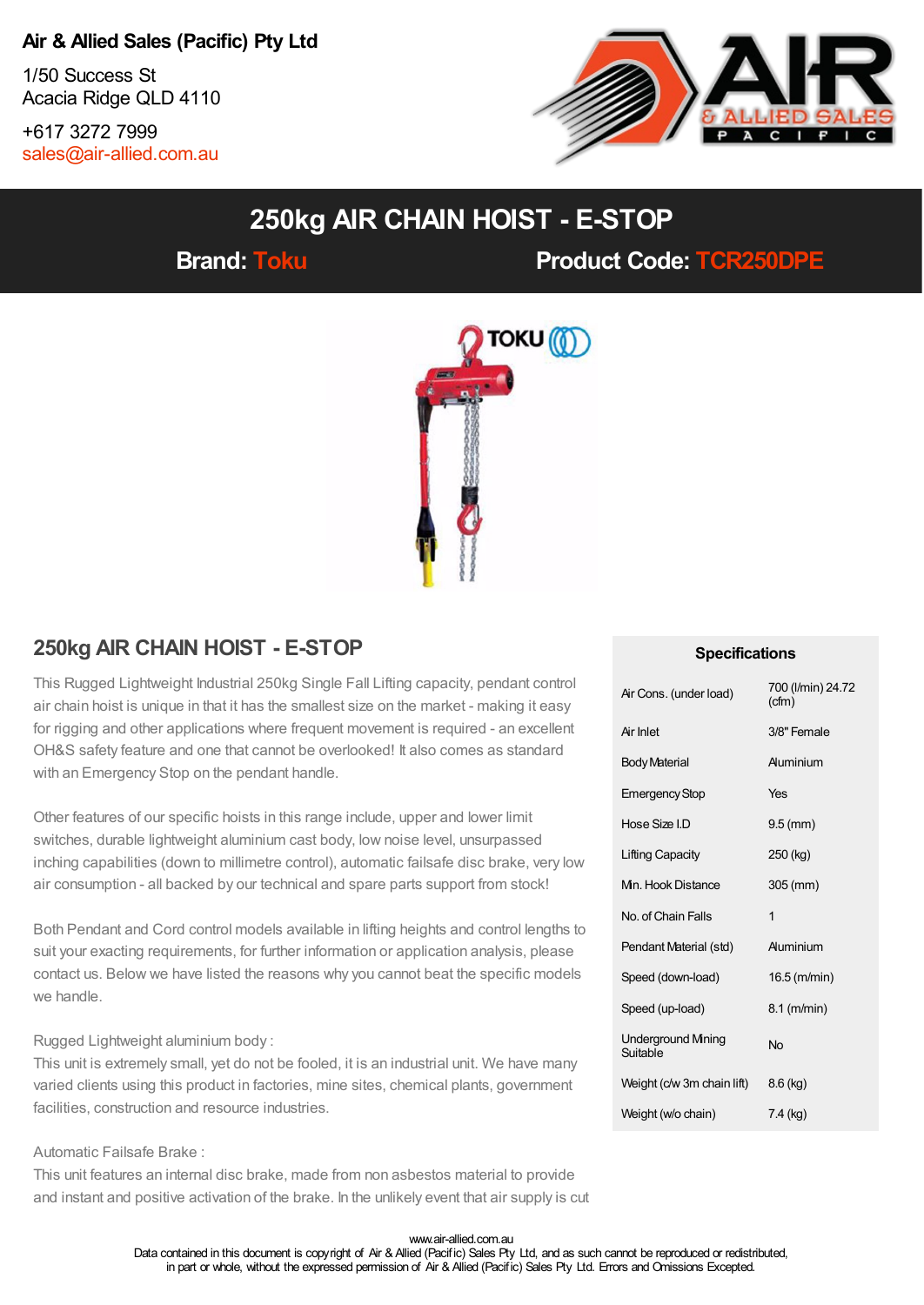**Air & Allied Sales (Pacific) Pty Ltd**

1/50 Success St
Acacia Ridge QLD 4110

+617 3272 7999
sales@air-allied.com.au

# 250kg AIR CHAIN HOIST - E-STOP

**Brand: Toku** **Product Code: TCR250DPE**

## 250kg AIR CHAIN HOIST - E-STOP

This Rugged Lightweight Industrial 250kg Single Fall Lifting capacity, pendant control air chain hoist is unique in that it has the smallest size on the market - making it easy for rigging and other applications where frequent movement is required - an excellent OH&S safety feature and one that cannot be overlooked! It also comes as standard with an Emergency Stop on the pendant handle.

Other features of our specific hoists in this range include, upper and lower limit switches, durable lightweight aluminium cast body, low noise level, unsurpassed inching capabilities (down to millimetre control), automatic failsafe disc brake, very low air consumption - all backed by our technical and spare parts support from stock!

Both Pendant and Cord control models available in lifting heights and control lengths to suit your exacting requirements, for further information or application analysis, please contact us. Below we have listed the reasons why you cannot beat the specific models we handle.

Rugged Lightweight aluminium body :
This unit is extremely small, yet do not be fooled, it is an industrial unit. We have many varied clients using this product in factories, mine sites, chemical plants, government facilities, construction and resource industries.

Automatic Failsafe Brake :
This unit features an internal disc brake, made from non asbestos material to provide and instant and positive activation of the brake. In the unlikely event that air supply is cut

### Specifications

| | |
|---|---|
| Air Cons. (under load) | 700 (l/min) 24.72 (cfm) |
| Air Inlet | 3/8" Female |
| Body Material | Aluminium |
| Emergency Stop | Yes |
| Hose Size I.D | 9.5 (mm) |
| Lifting Capacity | 250 (kg) |
| Min. Hook Distance | 305 (mm) |
| No. of Chain Falls | 1 |
| Pendant Material (std) | Aluminium |
| Speed (down-load) | 16.5 (m/min) |
| Speed (up-load) | 8.1 (m/min) |
| Underground Mining Suitable | No |
| Weight (c/w 3m chain lift) | 8.6 (kg) |
| Weight (w/o chain) | 7.4 (kg) |

www.air-allied.com.au
Data contained in this document is copyright of Air & Allied (Pacific) Sales Pty Ltd, and as such cannot be reproduced or redistributed, in part or whole, without the expressed permission of Air & Allied (Pacific) Sales Pty Ltd. Errors and Omissions Excepted.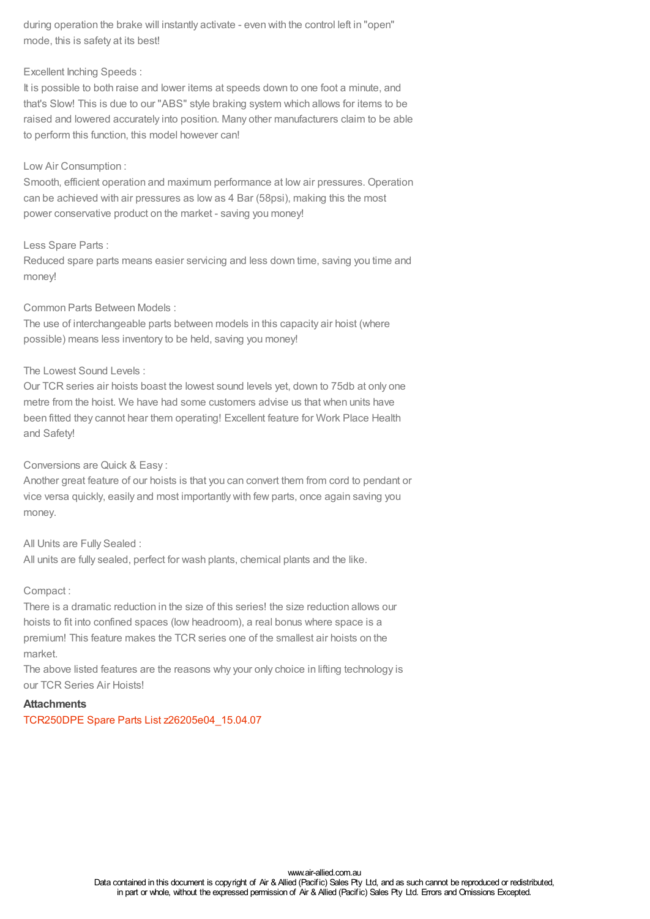during operation the brake will instantly activate - even with the control left in "open" mode, this is safety at its best!

Excellent Inching Speeds :
It is possible to both raise and lower items at speeds down to one foot a minute, and that's Slow! This is due to our "ABS" style braking system which allows for items to be raised and lowered accurately into position. Many other manufacturers claim to be able to perform this function, this model however can!

Low Air Consumption :
Smooth, efficient operation and maximum performance at low air pressures. Operation can be achieved with air pressures as low as 4 Bar (58psi), making this the most power conservative product on the market - saving you money!

Less Spare Parts :
Reduced spare parts means easier servicing and less down time, saving you time and money!

Common Parts Between Models :
The use of interchangeable parts between models in this capacity air hoist (where possible) means less inventory to be held, saving you money!

The Lowest Sound Levels :
Our TCR series air hoists boast the lowest sound levels yet, down to 75db at only one metre from the hoist. We have had some customers advise us that when units have been fitted they cannot hear them operating! Excellent feature for Work Place Health and Safety!

Conversions are Quick & Easy :
Another great feature of our hoists is that you can convert them from cord to pendant or vice versa quickly, easily and most importantly with few parts, once again saving you money.

All Units are Fully Sealed :
All units are fully sealed, perfect for wash plants, chemical plants and the like.

Compact :
There is a dramatic reduction in the size of this series! the size reduction allows our hoists to fit into confined spaces (low headroom), a real bonus where space is a premium! This feature makes the TCR series one of the smallest air hoists on the market.
The above listed features are the reasons why your only choice in lifting technology is our TCR Series Air Hoists!

**Attachments**

TCR250DPE Spare Parts List z26205e04_15.04.07

www.air-allied.com.au
Data contained in this document is copyright of Air & Allied (Pacific) Sales Pty Ltd, and as such cannot be reproduced or redistributed, in part or whole, without the expressed permission of Air & Allied (Pacific) Sales Pty Ltd. Errors and Omissions Excepted.